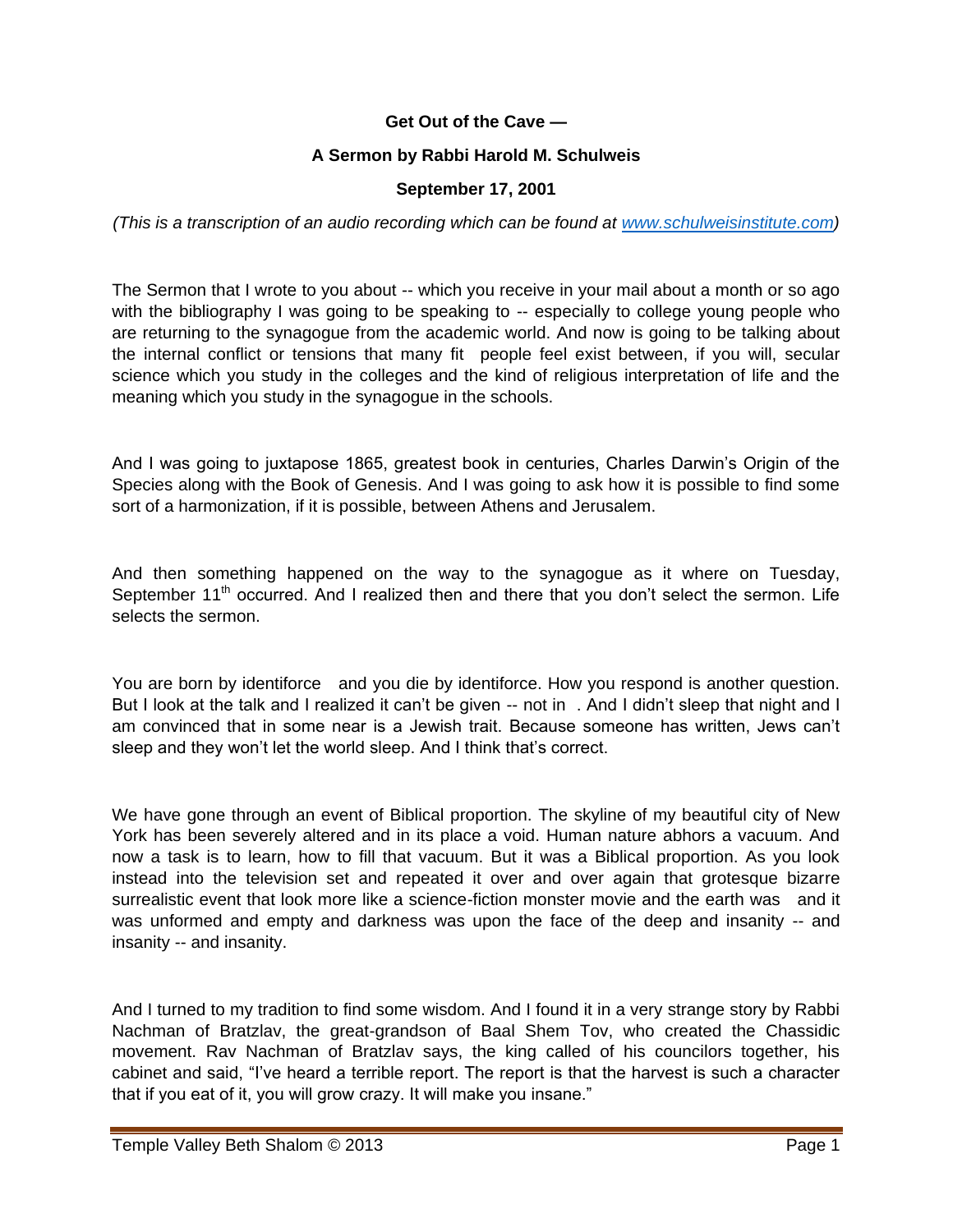**Get Out of the Cave —**

**A Sermon by Rabbi Harold M. Schulweis**

**September 17, 2001**

*(This is a transcription of an audio recording which can be found at [www.schulweisinstitute.com](http://www.schulweisinstitute.com))*

The Sermon that I wrote to you about -- which you receive in your mail about a month or so ago with the bibliography I was going to be speaking to -- especially to college young people who are returning to the synagogue from the academic world. And now is going to be talking about the internal conflict or tensions that many fit people feel exist between, if you will, secular science which you study in the colleges and the kind of religious interpretation of life and the meaning which you study in the synagogue in the schools.

And I was going to juxtapose 1865, greatest book in centuries, Charles Darwin's Origin of the Species along with the Book of Genesis. And I was going to ask how it is possible to find some sort of a harmonization, if it is possible, between Athens and Jerusalem.

And then something happened on the way to the synagogue as it where on Tuesday, September 11th occurred. And I realized then and there that you don't select the sermon. Life selects the sermon.

You are born by identiforce and you die by identiforce. How you respond is another question. But I look at the talk and I realized it can't be given -- not in . And I didn't sleep that night and I am convinced that in some near is a Jewish trait. Because someone has written, Jews can't sleep and they won't let the world sleep. And I think that's correct.

We have gone through an event of Biblical proportion. The skyline of my beautiful city of New York has been severely altered and in its place a void. Human nature abhors a vacuum. And now a task is to learn, how to fill that vacuum. But it was a Biblical proportion. As you look instead into the television set and repeated it over and over again that grotesque bizarre surrealistic event that look more like a science-fiction monster movie and the earth was and it was unformed and empty and darkness was upon the face of the deep and insanity -- and insanity -- and insanity.

And I turned to my tradition to find some wisdom. And I found it in a very strange story by Rabbi Nachman of Bratzlav, the great-grandson of Baal Shem Tov, who created the Chassidic movement. Rav Nachman of Bratzlav says, the king called of his councilors together, his cabinet and said, "I've heard a terrible report. The report is that the harvest is such a character that if you eat of it, you will grow crazy. It will make you insane."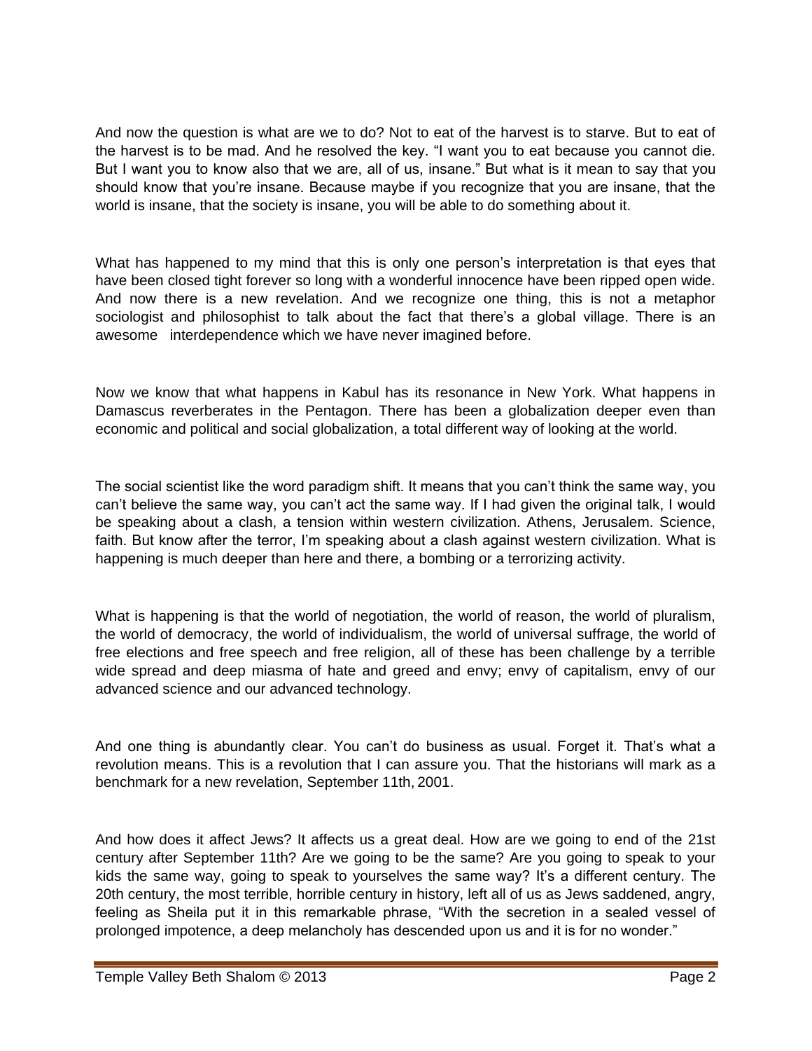And now the question is what are we to do? Not to eat of the harvest is to starve. But to eat of the harvest is to be mad. And he resolved the key. "I want you to eat because you cannot die. But I want you to know also that we are, all of us, insane." But what is it mean to say that you should know that you're insane. Because maybe if you recognize that you are insane, that the world is insane, that the society is insane, you will be able to do something about it.

What has happened to my mind that this is only one person's interpretation is that eyes that have been closed tight forever so long with a wonderful innocence have been ripped open wide. And now there is a new revelation. And we recognize one thing, this is not a metaphor sociologist and philosophist to talk about the fact that there's a global village. There is an awesome interdependence which we have never imagined before.

Now we know that what happens in Kabul has its resonance in New York. What happens in Damascus reverberates in the Pentagon. There has been a globalization deeper even than economic and political and social globalization, a total different way of looking at the world.

The social scientist like the word paradigm shift. It means that you can't think the same way, you can't believe the same way, you can't act the same way. If I had given the original talk, I would be speaking about a clash, a tension within western civilization. Athens, Jerusalem. Science, faith. But know after the terror, I'm speaking about a clash against western civilization. What is happening is much deeper than here and there, a bombing or a terrorizing activity.

What is happening is that the world of negotiation, the world of reason, the world of pluralism, the world of democracy, the world of individualism, the world of universal suffrage, the world of free elections and free speech and free religion, all of these has been challenge by a terrible wide spread and deep miasma of hate and greed and envy; envy of capitalism, envy of our advanced science and our advanced technology.

And one thing is abundantly clear. You can't do business as usual. Forget it. That's what a revolution means. This is a revolution that I can assure you. That the historians will mark as a benchmark for a new revelation, September 11th, 2001.

And how does it affect Jews? It affects us a great deal. How are we going to end of the 21st century after September 11th? Are we going to be the same? Are you going to speak to your kids the same way, going to speak to yourselves the same way? It's a different century. The 20th century, the most terrible, horrible century in history, left all of us as Jews saddened, angry, feeling as Sheila put it in this remarkable phrase, "With the secretion in a sealed vessel of prolonged impotence, a deep melancholy has descended upon us and it is for no wonder."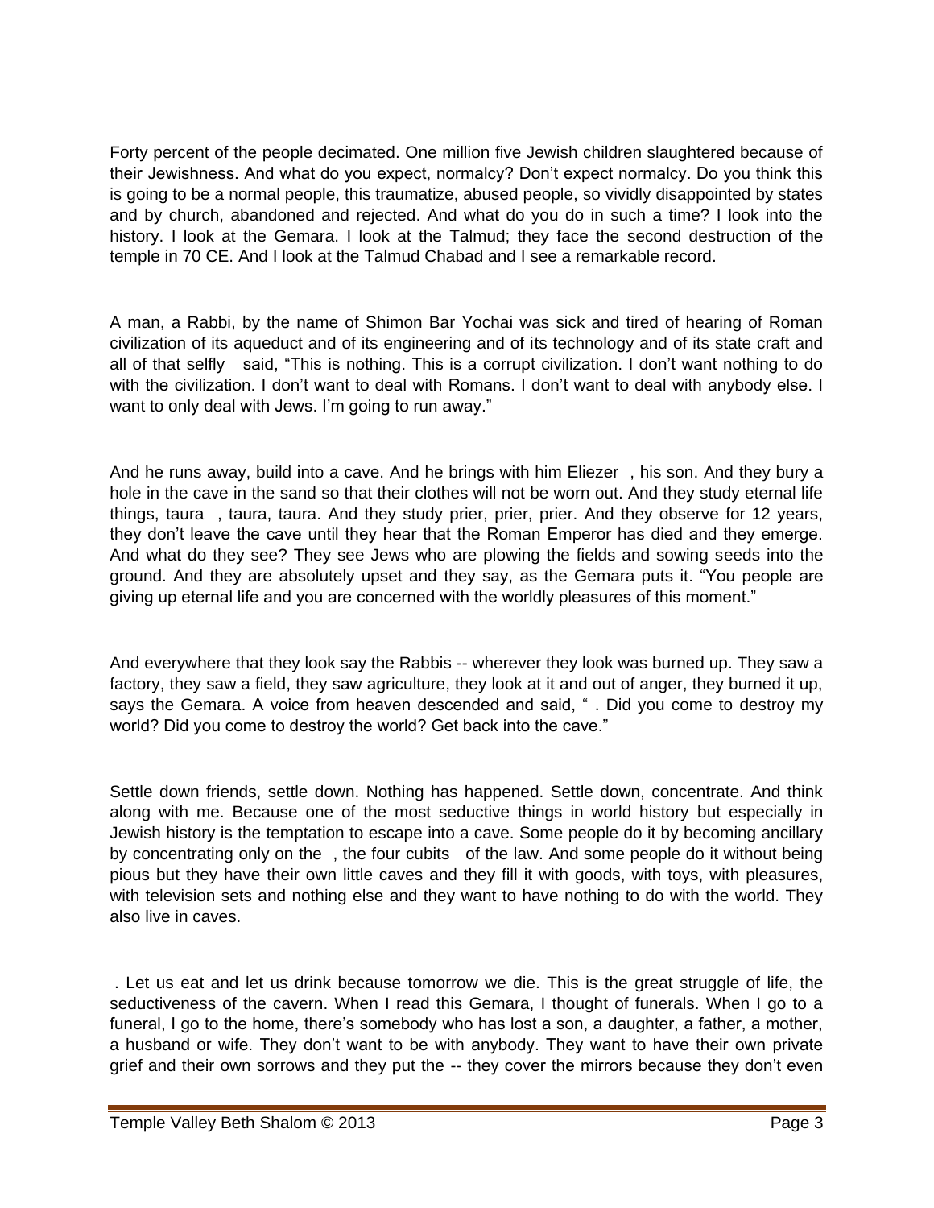Forty percent of the people decimated. One million five Jewish children slaughtered because of their Jewishness. And what do you expect, normalcy? Don't expect normalcy. Do you think this is going to be a normal people, this traumatize, abused people, so vividly disappointed by states and by church, abandoned and rejected. And what do you do in such a time? I look into the history. I look at the Gemara. I look at the Talmud; they face the second destruction of the temple in 70 CE. And I look at the Talmud Chabad and I see a remarkable record.

A man, a Rabbi, by the name of Shimon Bar Yochai was sick and tired of hearing of Roman civilization of its aqueduct and of its engineering and of its technology and of its state craft and all of that selfly said, "This is nothing. This is a corrupt civilization. I don't want nothing to do with the civilization. I don't want to deal with Romans. I don't want to deal with anybody else. I want to only deal with Jews. I'm going to run away."

And he runs away, build into a cave. And he brings with him Eliezer , his son. And they bury a hole in the cave in the sand so that their clothes will not be worn out. And they study eternal life things, taura , taura, taura. And they study prier, prier, prier. And they observe for 12 years, they don't leave the cave until they hear that the Roman Emperor has died and they emerge. And what do they see? They see Jews who are plowing the fields and sowing seeds into the ground. And they are absolutely upset and they say, as the Gemara puts it. "You people are giving up eternal life and you are concerned with the worldly pleasures of this moment."

And everywhere that they look say the Rabbis -- wherever they look was burned up. They saw a factory, they saw a field, they saw agriculture, they look at it and out of anger, they burned it up, says the Gemara. A voice from heaven descended and said, " . Did you come to destroy my world? Did you come to destroy the world? Get back into the cave."

Settle down friends, settle down. Nothing has happened. Settle down, concentrate. And think along with me. Because one of the most seductive things in world history but especially in Jewish history is the temptation to escape into a cave. Some people do it by becoming ancillary by concentrating only on the , the four cubits of the law. And some people do it without being pious but they have their own little caves and they fill it with goods, with toys, with pleasures, with television sets and nothing else and they want to have nothing to do with the world. They also live in caves.

. Let us eat and let us drink because tomorrow we die. This is the great struggle of life, the seductiveness of the cavern. When I read this Gemara, I thought of funerals. When I go to a funeral, I go to the home, there's somebody who has lost a son, a daughter, a father, a mother, a husband or wife. They don't want to be with anybody. They want to have their own private grief and their own sorrows and they put the -- they cover the mirrors because they don't even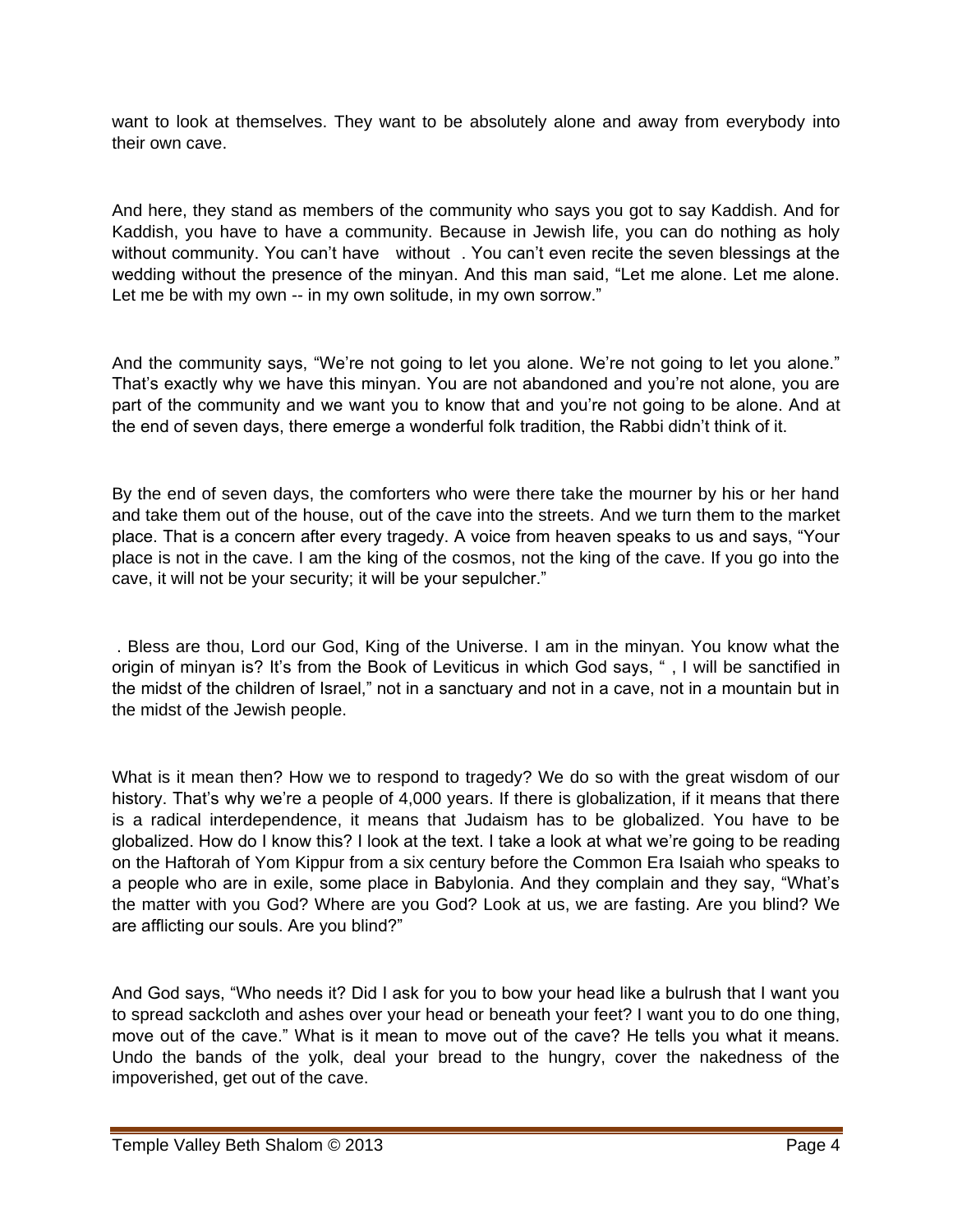want to look at themselves. They want to be absolutely alone and away from everybody into their own cave.

And here, they stand as members of the community who says you got to say Kaddish. And for Kaddish, you have to have a community. Because in Jewish life, you can do nothing as holy without community. You can't have  without . You can't even recite the seven blessings at the wedding without the presence of the minyan. And this man said, "Let me alone. Let me alone. Let me be with my own -- in my own solitude, in my own sorrow."

And the community says, "We're not going to let you alone. We're not going to let you alone." That's exactly why we have this minyan. You are not abandoned and you're not alone, you are part of the community and we want you to know that and you're not going to be alone. And at the end of seven days, there emerge a wonderful folk tradition, the Rabbi didn't think of it.

By the end of seven days, the comforters who were there take the mourner by his or her hand and take them out of the house, out of the cave into the streets. And we turn them to the market place. That is a concern after every tragedy. A voice from heaven speaks to us and says, "Your place is not in the cave. I am the king of the cosmos, not the king of the cave. If you go into the cave, it will not be your security; it will be your sepulcher."

. Bless are thou, Lord our God, King of the Universe. I am in the minyan. You know what the origin of minyan is? It's from the Book of Leviticus in which God says, " , I will be sanctified in the midst of the children of Israel," not in a sanctuary and not in a cave, not in a mountain but in the midst of the Jewish people.

What is it mean then? How we to respond to tragedy? We do so with the great wisdom of our history. That's why we're a people of 4,000 years. If there is globalization, if it means that there is a radical interdependence, it means that Judaism has to be globalized. You have to be globalized. How do I know this? I look at the text. I take a look at what we're going to be reading on the Haftorah of Yom Kippur from a six century before the Common Era Isaiah who speaks to a people who are in exile, some place in Babylonia. And they complain and they say, "What's the matter with you God? Where are you God? Look at us, we are fasting. Are you blind? We are afflicting our souls. Are you blind?"

And God says, "Who needs it? Did I ask for you to bow your head like a bulrush that I want you to spread sackcloth and ashes over your head or beneath your feet? I want you to do one thing, move out of the cave." What is it mean to move out of the cave? He tells you what it means. Undo the bands of the yolk, deal your bread to the hungry, cover the nakedness of the impoverished, get out of the cave.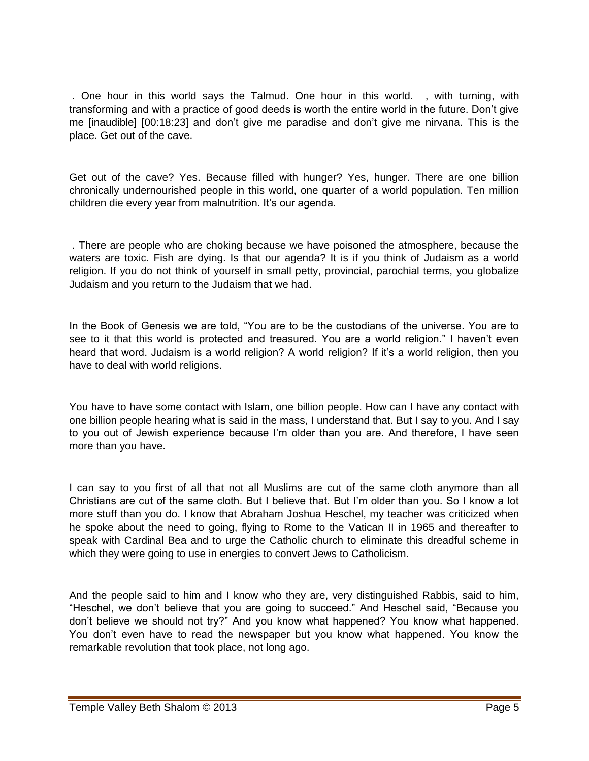. One hour in this world says the Talmud. One hour in this world. , with turning, with transforming and with a practice of good deeds is worth the entire world in the future. Don't give me [inaudible] [00:18:23] and don't give me paradise and don't give me nirvana. This is the place. Get out of the cave.

Get out of the cave? Yes. Because filled with hunger? Yes, hunger. There are one billion chronically undernourished people in this world, one quarter of a world population. Ten million children die every year from malnutrition. It's our agenda.

. There are people who are choking because we have poisoned the atmosphere, because the waters are toxic. Fish are dying. Is that our agenda? It is if you think of Judaism as a world religion. If you do not think of yourself in small petty, provincial, parochial terms, you globalize Judaism and you return to the Judaism that we had.

In the Book of Genesis we are told, "You are to be the custodians of the universe. You are to see to it that this world is protected and treasured. You are a world religion." I haven't even heard that word. Judaism is a world religion? A world religion? If it's a world religion, then you have to deal with world religions.

You have to have some contact with Islam, one billion people. How can I have any contact with one billion people hearing what is said in the mass, I understand that. But I say to you. And I say to you out of Jewish experience because I'm older than you are. And therefore, I have seen more than you have.

I can say to you first of all that not all Muslims are cut of the same cloth anymore than all Christians are cut of the same cloth. But I believe that. But I'm older than you. So I know a lot more stuff than you do. I know that Abraham Joshua Heschel, my teacher was criticized when he spoke about the need to going, flying to Rome to the Vatican II in 1965 and thereafter to speak with Cardinal Bea and to urge the Catholic church to eliminate this dreadful scheme in which they were going to use in energies to convert Jews to Catholicism.

And the people said to him and I know who they are, very distinguished Rabbis, said to him, "Heschel, we don't believe that you are going to succeed." And Heschel said, "Because you don't believe we should not try?" And you know what happened? You know what happened. You don't even have to read the newspaper but you know what happened. You know the remarkable revolution that took place, not long ago.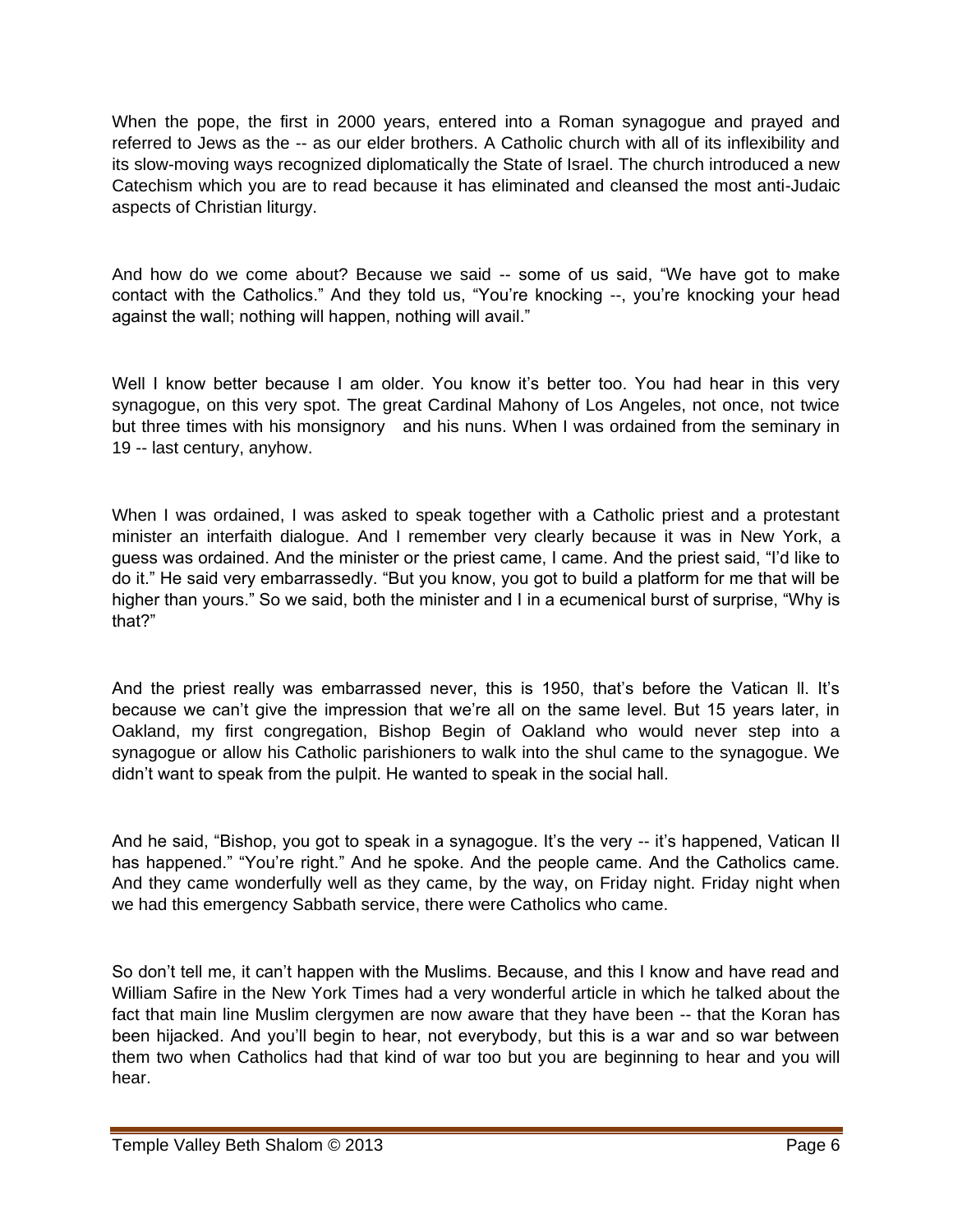When the pope, the first in 2000 years, entered into a Roman synagogue and prayed and referred to Jews as the -- as our elder brothers. A Catholic church with all of its inflexibility and its slow-moving ways recognized diplomatically the State of Israel. The church introduced a new Catechism which you are to read because it has eliminated and cleansed the most anti-Judaic aspects of Christian liturgy.

And how do we come about? Because we said -- some of us said, "We have got to make contact with the Catholics." And they told us, "You're knocking --, you're knocking your head against the wall; nothing will happen, nothing will avail."

Well I know better because I am older. You know it's better too. You had hear in this very synagogue, on this very spot. The great Cardinal Mahony of Los Angeles, not once, not twice but three times with his monsignory and his nuns. When I was ordained from the seminary in 19 -- last century, anyhow.

When I was ordained, I was asked to speak together with a Catholic priest and a protestant minister an interfaith dialogue. And I remember very clearly because it was in New York, a guess was ordained. And the minister or the priest came, I came. And the priest said, "I'd like to do it." He said very embarrassedly. "But you know, you got to build a platform for me that will be higher than yours." So we said, both the minister and I in a ecumenical burst of surprise, "Why is that?"

And the priest really was embarrassed never, this is 1950, that's before the Vatican ll. It's because we can't give the impression that we're all on the same level. But 15 years later, in Oakland, my first congregation, Bishop Begin of Oakland who would never step into a synagogue or allow his Catholic parishioners to walk into the shul came to the synagogue. We didn't want to speak from the pulpit. He wanted to speak in the social hall.

And he said, "Bishop, you got to speak in a synagogue. It's the very -- it's happened, Vatican II has happened." "You're right." And he spoke. And the people came. And the Catholics came. And they came wonderfully well as they came, by the way, on Friday night. Friday night when we had this emergency Sabbath service, there were Catholics who came.

So don't tell me, it can't happen with the Muslims. Because, and this I know and have read and William Safire in the New York Times had a very wonderful article in which he talked about the fact that main line Muslim clergymen are now aware that they have been -- that the Koran has been hijacked. And you'll begin to hear, not everybody, but this is a war and so war between them two when Catholics had that kind of war too but you are beginning to hear and you will hear.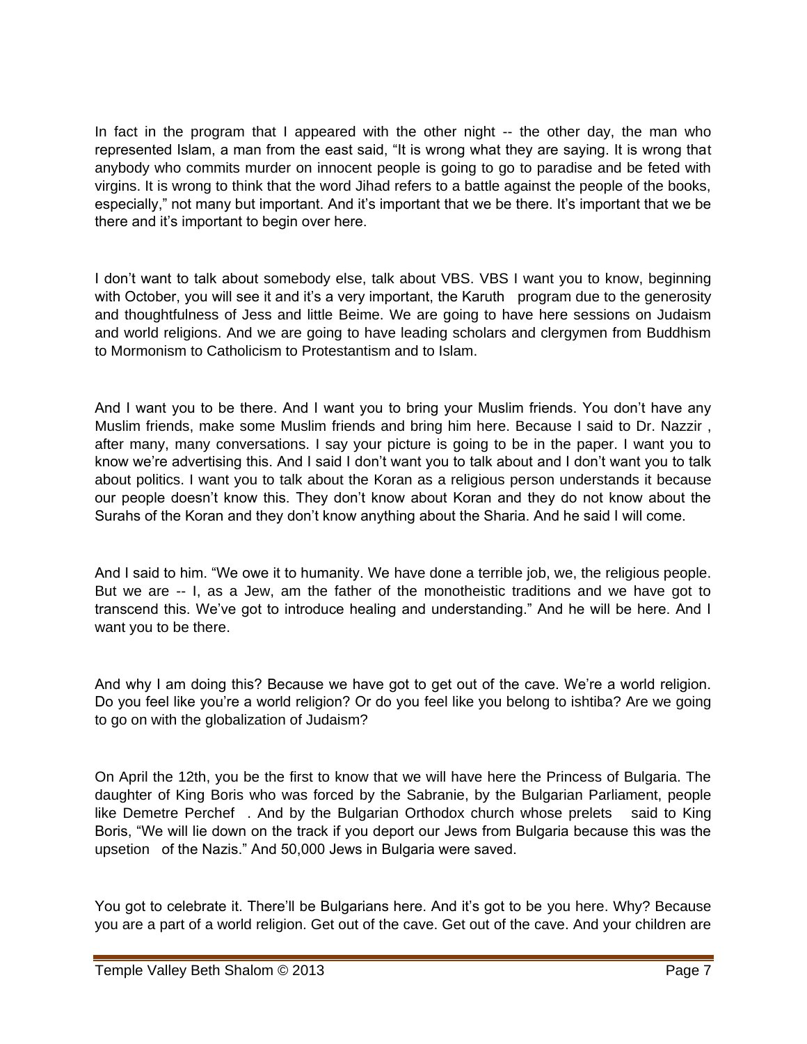In fact in the program that I appeared with the other night -- the other day, the man who represented Islam, a man from the east said, "It is wrong what they are saying. It is wrong that anybody who commits murder on innocent people is going to go to paradise and be feted with virgins. It is wrong to think that the word Jihad refers to a battle against the people of the books, especially," not many but important. And it's important that we be there. It's important that we be there and it's important to begin over here.

I don't want to talk about somebody else, talk about VBS. VBS I want you to know, beginning with October, you will see it and it's a very important, the Karuth program due to the generosity and thoughtfulness of Jess and little Beime. We are going to have here sessions on Judaism and world religions. And we are going to have leading scholars and clergymen from Buddhism to Mormonism to Catholicism to Protestantism and to Islam.

And I want you to be there. And I want you to bring your Muslim friends. You don't have any Muslim friends, make some Muslim friends and bring him here. Because I said to Dr. Nazzir , after many, many conversations. I say your picture is going to be in the paper. I want you to know we're advertising this. And I said I don't want you to talk about and I don't want you to talk about politics. I want you to talk about the Koran as a religious person understands it because our people doesn't know this. They don't know about Koran and they do not know about the Surahs of the Koran and they don't know anything about the Sharia. And he said I will come.

And I said to him. "We owe it to humanity. We have done a terrible job, we, the religious people. But we are -- I, as a Jew, am the father of the monotheistic traditions and we have got to transcend this. We've got to introduce healing and understanding." And he will be here. And I want you to be there.

And why I am doing this? Because we have got to get out of the cave. We're a world religion. Do you feel like you're a world religion? Or do you feel like you belong to ishtiba? Are we going to go on with the globalization of Judaism?

On April the 12th, you be the first to know that we will have here the Princess of Bulgaria. The daughter of King Boris who was forced by the Sabranie, by the Bulgarian Parliament, people like Demetre Perchef . And by the Bulgarian Orthodox church whose prelets said to King Boris, "We will lie down on the track if you deport our Jews from Bulgaria because this was the upsetion of the Nazis." And 50,000 Jews in Bulgaria were saved.

You got to celebrate it. There'll be Bulgarians here. And it's got to be you here. Why? Because you are a part of a world religion. Get out of the cave. Get out of the cave. And your children are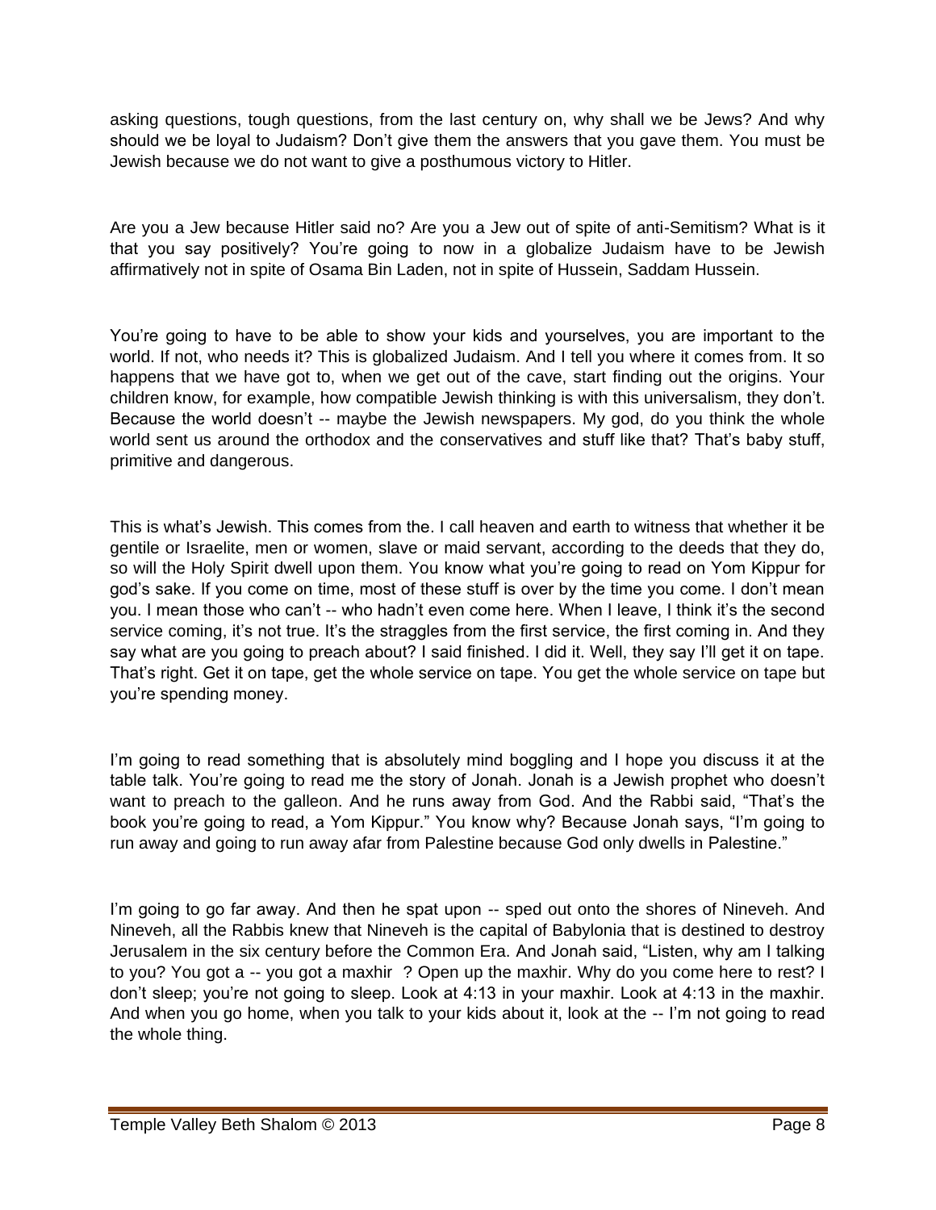asking questions, tough questions, from the last century on, why shall we be Jews? And why should we be loyal to Judaism? Don't give them the answers that you gave them. You must be Jewish because we do not want to give a posthumous victory to Hitler.

Are you a Jew because Hitler said no? Are you a Jew out of spite of anti-Semitism? What is it that you say positively? You're going to now in a globalize Judaism have to be Jewish affirmatively not in spite of Osama Bin Laden, not in spite of Hussein, Saddam Hussein.

You're going to have to be able to show your kids and yourselves, you are important to the world. If not, who needs it? This is globalized Judaism. And I tell you where it comes from. It so happens that we have got to, when we get out of the cave, start finding out the origins. Your children know, for example, how compatible Jewish thinking is with this universalism, they don't. Because the world doesn't -- maybe the Jewish newspapers. My god, do you think the whole world sent us around the orthodox and the conservatives and stuff like that? That's baby stuff, primitive and dangerous.

This is what's Jewish. This comes from the. I call heaven and earth to witness that whether it be gentile or Israelite, men or women, slave or maid servant, according to the deeds that they do, so will the Holy Spirit dwell upon them. You know what you're going to read on Yom Kippur for god's sake. If you come on time, most of these stuff is over by the time you come. I don't mean you. I mean those who can't -- who hadn't even come here. When I leave, I think it's the second service coming, it's not true. It's the straggles from the first service, the first coming in. And they say what are you going to preach about? I said finished. I did it. Well, they say I'll get it on tape. That's right. Get it on tape, get the whole service on tape. You get the whole service on tape but you're spending money.

I'm going to read something that is absolutely mind boggling and I hope you discuss it at the table talk. You're going to read me the story of Jonah. Jonah is a Jewish prophet who doesn't want to preach to the galleon. And he runs away from God. And the Rabbi said, "That's the book you're going to read, a Yom Kippur." You know why? Because Jonah says, "I'm going to run away and going to run away afar from Palestine because God only dwells in Palestine."

I'm going to go far away. And then he spat upon -- sped out onto the shores of Nineveh. And Nineveh, all the Rabbis knew that Nineveh is the capital of Babylonia that is destined to destroy Jerusalem in the six century before the Common Era. And Jonah said, "Listen, why am I talking to you? You got a -- you got a maxhir ? Open up the maxhir. Why do you come here to rest? I don't sleep; you're not going to sleep. Look at 4:13 in your maxhir. Look at 4:13 in the maxhir. And when you go home, when you talk to your kids about it, look at the -- I'm not going to read the whole thing.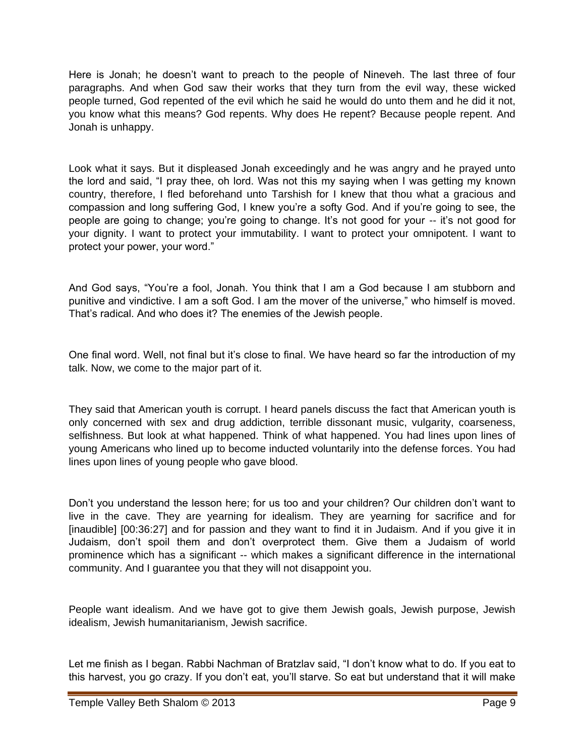Here is Jonah; he doesn't want to preach to the people of Nineveh. The last three of four paragraphs. And when God saw their works that they turn from the evil way, these wicked people turned, God repented of the evil which he said he would do unto them and he did it not, you know what this means? God repents. Why does He repent? Because people repent. And Jonah is unhappy.

Look what it says. But it displeased Jonah exceedingly and he was angry and he prayed unto the lord and said, "I pray thee, oh lord. Was not this my saying when I was getting my known country, therefore, I fled beforehand unto Tarshish for I knew that thou what a gracious and compassion and long suffering God, I knew you're a softy God. And if you're going to see, the people are going to change; you're going to change. It's not good for your -- it's not good for your dignity. I want to protect your immutability. I want to protect your omnipotent. I want to protect your power, your word."

And God says, "You're a fool, Jonah. You think that I am a God because I am stubborn and punitive and vindictive. I am a soft God. I am the mover of the universe," who himself is moved. That's radical. And who does it? The enemies of the Jewish people.

One final word. Well, not final but it's close to final. We have heard so far the introduction of my talk. Now, we come to the major part of it.

They said that American youth is corrupt. I heard panels discuss the fact that American youth is only concerned with sex and drug addiction, terrible dissonant music, vulgarity, coarseness, selfishness. But look at what happened. Think of what happened. You had lines upon lines of young Americans who lined up to become inducted voluntarily into the defense forces. You had lines upon lines of young people who gave blood.

Don't you understand the lesson here; for us too and your children? Our children don't want to live in the cave. They are yearning for idealism. They are yearning for sacrifice and for [inaudible] [00:36:27] and for passion and they want to find it in Judaism. And if you give it in Judaism, don't spoil them and don't overprotect them. Give them a Judaism of world prominence which has a significant -- which makes a significant difference in the international community. And I guarantee you that they will not disappoint you.

People want idealism. And we have got to give them Jewish goals, Jewish purpose, Jewish idealism, Jewish humanitarianism, Jewish sacrifice.

Let me finish as I began. Rabbi Nachman of Bratzlav said, "I don't know what to do. If you eat to this harvest, you go crazy. If you don't eat, you'll starve. So eat but understand that it will make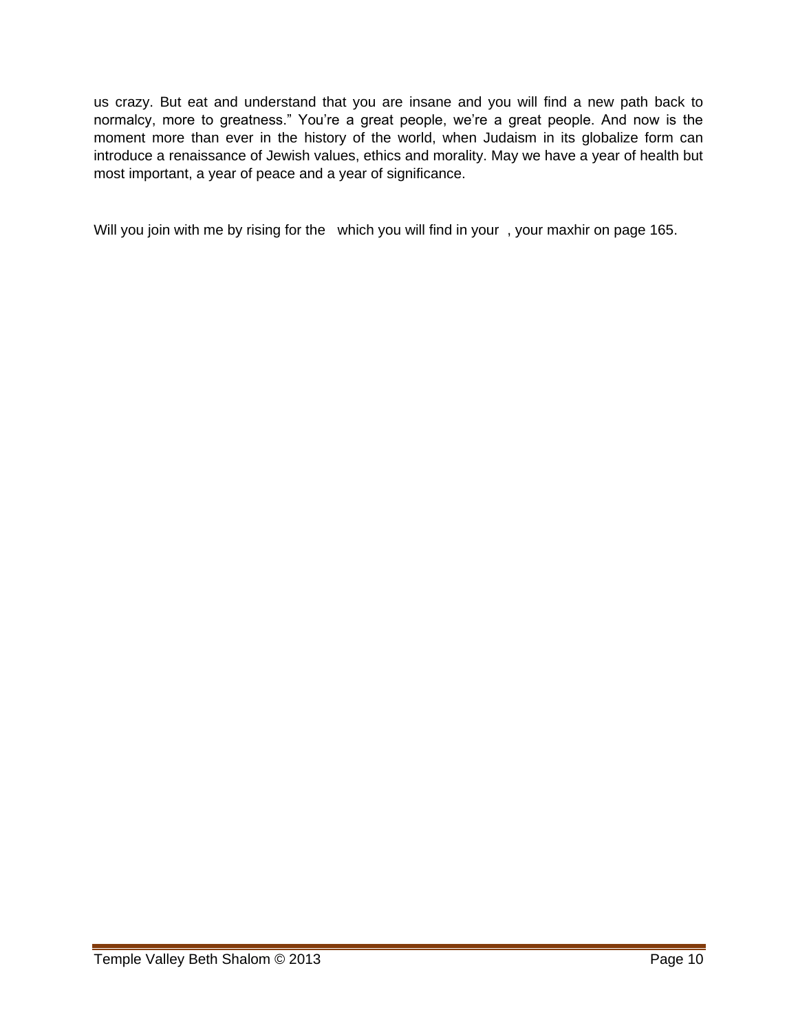us crazy. But eat and understand that you are insane and you will find a new path back to normalcy, more to greatness." You're a great people, we're a great people. And now is the moment more than ever in the history of the world, when Judaism in its globalize form can introduce a renaissance of Jewish values, ethics and morality. May we have a year of health but most important, a year of peace and a year of significance.

Will you join with me by rising for the which you will find in your , your maxhir on page 165.